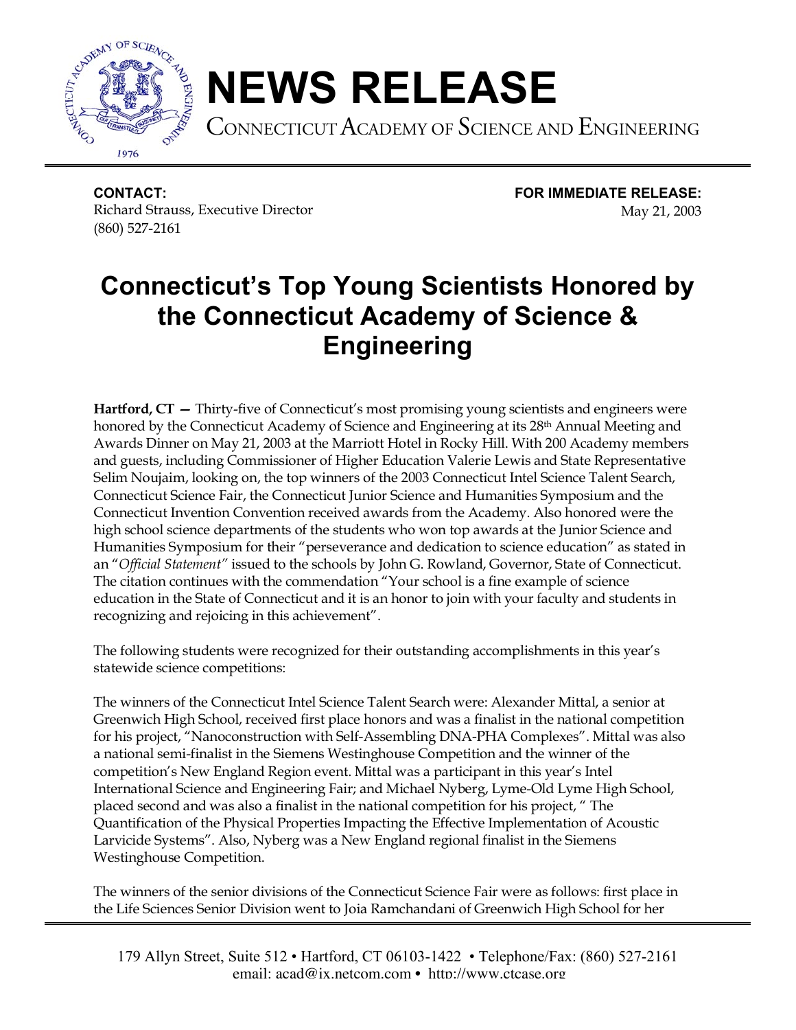# NEWS RELEASE

CONNECTICUT ACADEMY OF SCIENCE AND ENGINEERING

**CONTACT:**
Richard Strauss, Executive Director
(860) 527-2161

**FOR IMMEDIATE RELEASE:**
May 21, 2003

## Connecticut's Top Young Scientists Honored by the Connecticut Academy of Science & Engineering

**Hartford, CT —** Thirty-five of Connecticut's most promising young scientists and engineers were honored by the Connecticut Academy of Science and Engineering at its 28th Annual Meeting and Awards Dinner on May 21, 2003 at the Marriott Hotel in Rocky Hill. With 200 Academy members and guests, including Commissioner of Higher Education Valerie Lewis and State Representative Selim Noujaim, looking on, the top winners of the 2003 Connecticut Intel Science Talent Search, Connecticut Science Fair, the Connecticut Junior Science and Humanities Symposium and the Connecticut Invention Convention received awards from the Academy. Also honored were the high school science departments of the students who won top awards at the Junior Science and Humanities Symposium for their "perseverance and dedication to science education" as stated in an "*Official Statement"* issued to the schools by John G. Rowland, Governor, State of Connecticut. The citation continues with the commendation "Your school is a fine example of science education in the State of Connecticut and it is an honor to join with your faculty and students in recognizing and rejoicing in this achievement".

The following students were recognized for their outstanding accomplishments in this year's statewide science competitions:

The winners of the Connecticut Intel Science Talent Search were: Alexander Mittal, a senior at Greenwich High School, received first place honors and was a finalist in the national competition for his project, "Nanoconstruction with Self-Assembling DNA-PHA Complexes". Mittal was also a national semi-finalist in the Siemens Westinghouse Competition and the winner of the competition's New England Region event. Mittal was a participant in this year's Intel International Science and Engineering Fair; and Michael Nyberg, Lyme-Old Lyme High School, placed second and was also a finalist in the national competition for his project, " The Quantification of the Physical Properties Impacting the Effective Implementation of Acoustic Larvicide Systems". Also, Nyberg was a New England regional finalist in the Siemens Westinghouse Competition.

The winners of the senior divisions of the Connecticut Science Fair were as follows: first place in the Life Sciences Senior Division went to Joia Ramchandani of Greenwich High School for her

179 Allyn Street, Suite 512 • Hartford, CT 06103-1422 • Telephone/Fax: (860) 527-2161
email: acad@ix.netcom.com • http://www.ctcase.org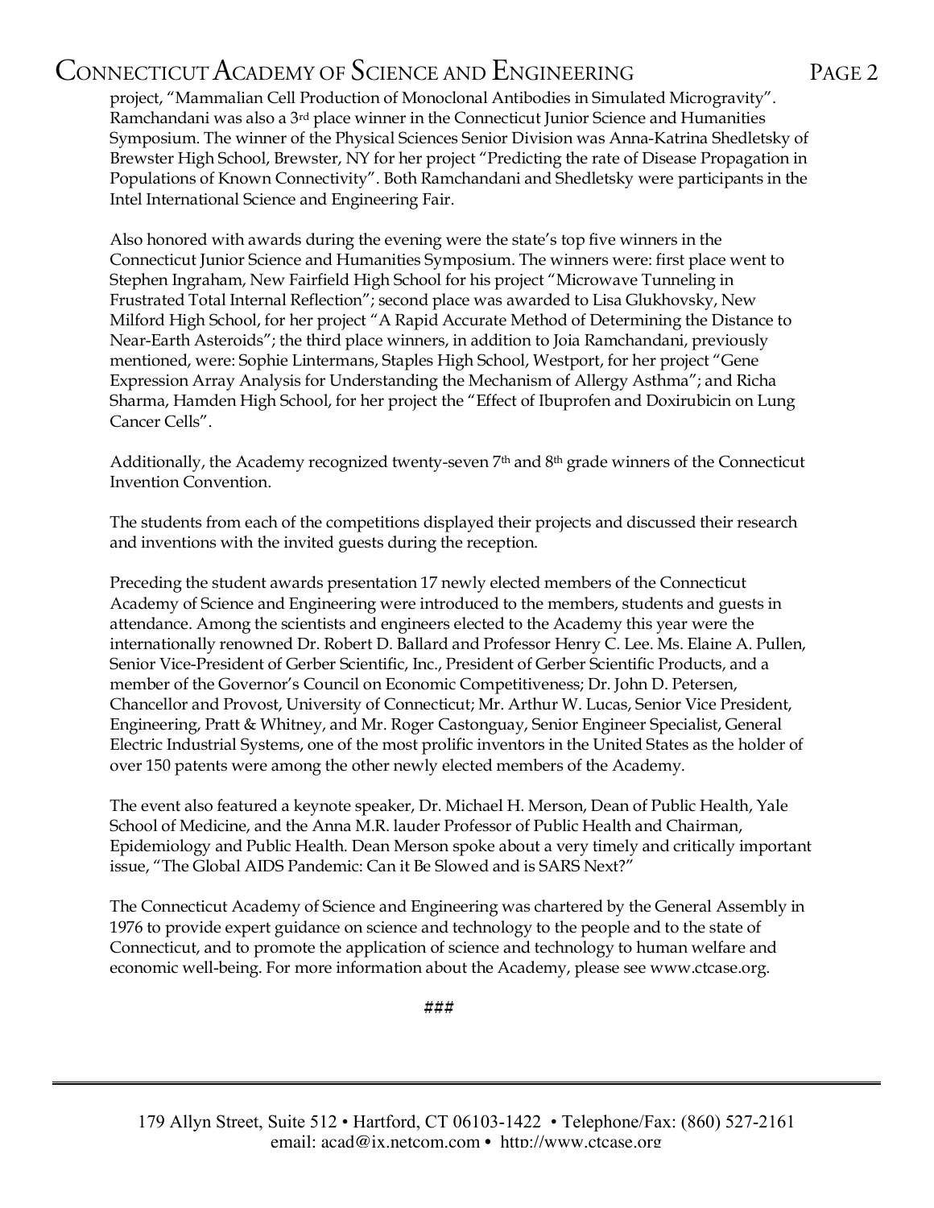project, "Mammalian Cell Production of Monoclonal Antibodies in Simulated Microgravity". Ramchandani was also a 3rd place winner in the Connecticut Junior Science and Humanities Symposium. The winner of the Physical Sciences Senior Division was Anna-Katrina Shedletsky of Brewster High School, Brewster, NY for her project "Predicting the rate of Disease Propagation in Populations of Known Connectivity". Both Ramchandani and Shedletsky were participants in the Intel International Science and Engineering Fair.

Also honored with awards during the evening were the state's top five winners in the Connecticut Junior Science and Humanities Symposium. The winners were: first place went to Stephen Ingraham, New Fairfield High School for his project "Microwave Tunneling in Frustrated Total Internal Reflection"; second place was awarded to Lisa Glukhovsky, New Milford High School, for her project "A Rapid Accurate Method of Determining the Distance to Near-Earth Asteroids"; the third place winners, in addition to Joia Ramchandani, previously mentioned, were: Sophie Lintermans, Staples High School, Westport, for her project "Gene Expression Array Analysis for Understanding the Mechanism of Allergy Asthma"; and Richa Sharma, Hamden High School, for her project the "Effect of Ibuprofen and Doxirubicin on Lung Cancer Cells".

Additionally, the Academy recognized twenty-seven 7th and 8th grade winners of the Connecticut Invention Convention.

The students from each of the competitions displayed their projects and discussed their research and inventions with the invited guests during the reception.

Preceding the student awards presentation 17 newly elected members of the Connecticut Academy of Science and Engineering were introduced to the members, students and guests in attendance. Among the scientists and engineers elected to the Academy this year were the internationally renowned Dr. Robert D. Ballard and Professor Henry C. Lee. Ms. Elaine A. Pullen, Senior Vice-President of Gerber Scientific, Inc., President of Gerber Scientific Products, and a member of the Governor's Council on Economic Competitiveness; Dr. John D. Petersen, Chancellor and Provost, University of Connecticut; Mr. Arthur W. Lucas, Senior Vice President, Engineering, Pratt & Whitney, and Mr. Roger Castonguay, Senior Engineer Specialist, General Electric Industrial Systems, one of the most prolific inventors in the United States as the holder of over 150 patents were among the other newly elected members of the Academy.

The event also featured a keynote speaker, Dr. Michael H. Merson, Dean of Public Health, Yale School of Medicine, and the Anna M.R. lauder Professor of Public Health and Chairman, Epidemiology and Public Health. Dean Merson spoke about a very timely and critically important issue, "The Global AIDS Pandemic: Can it Be Slowed and is SARS Next?"

The Connecticut Academy of Science and Engineering was chartered by the General Assembly in 1976 to provide expert guidance on science and technology to the people and to the state of Connecticut, and to promote the application of science and technology to human welfare and economic well-being. For more information about the Academy, please see www.ctcase.org.

###

179 Allyn Street, Suite 512 • Hartford, CT 06103-1422 • Telephone/Fax: (860) 527-2161
email: acad@ix.netcom.com • http://www.ctcase.org